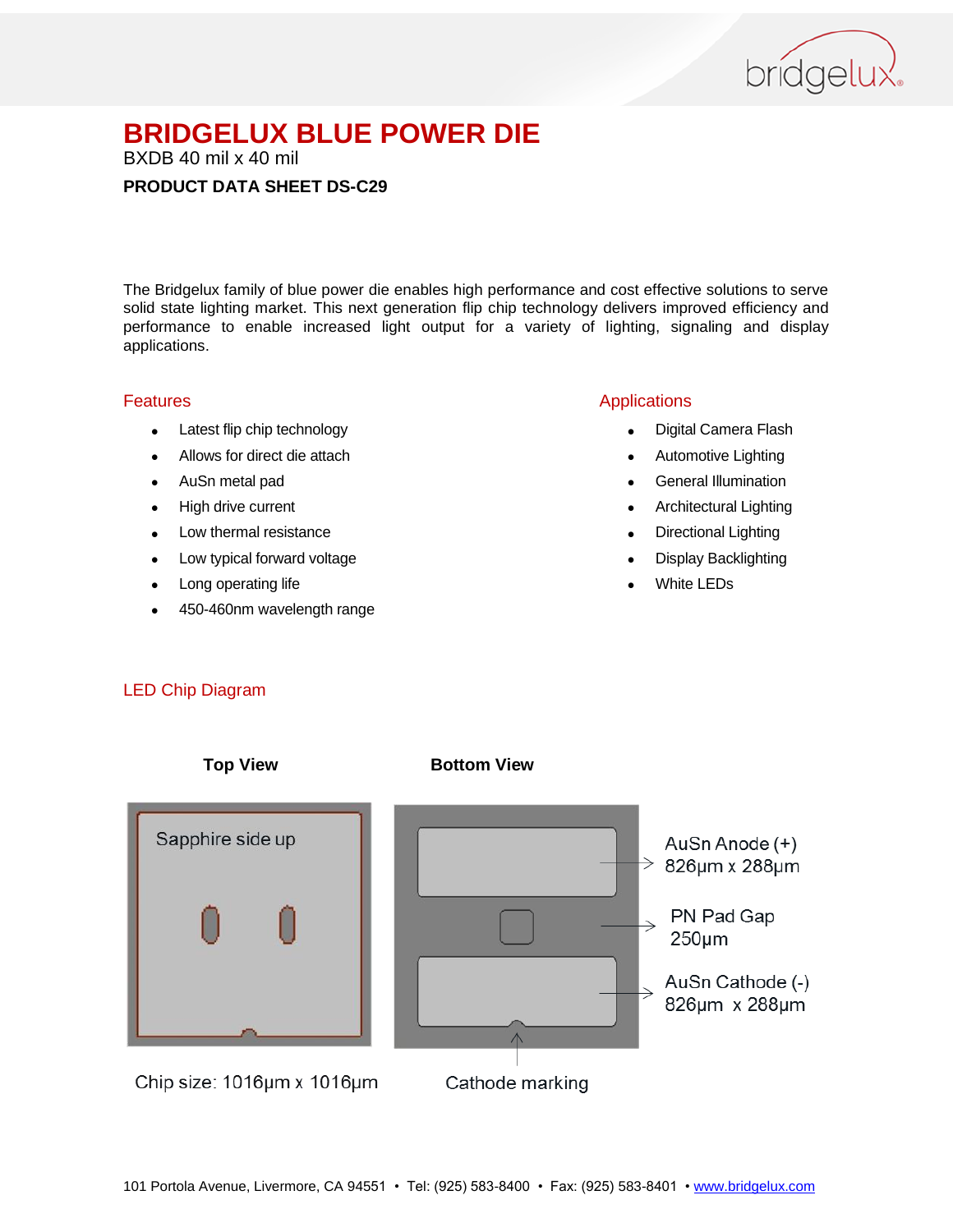# BRIDGELUX BLUE POWER DIE

BXDB 40 mil x 40 mil

**PRODUCT DATA SHEET DS-C29**

The Bridgelux family of blue power die enables high performance and cost effective solutions to serve solid state lighting market. This next generation flip chip technology delivers improved efficiency and performance to enable increased light output for a variety of lighting, signaling and display applications.

## Features

- Latest flip chip technology
- Allows for direct die attach
- AuSn metal pad
- High drive current
- Low thermal resistance
- Low typical forward voltage
- Long operating life
- 450-460nm wavelength range

## Applications

- Digital Camera Flash
- Automotive Lighting
- General Illumination
- Architectural Lighting
- Directional Lighting
- Display Backlighting
- White LEDs

## LED Chip Diagram

**Top View**

Sapphire side up

Chip size: 1016µm x 1016µm

**Bottom View**

AuSn Anode (+)
826µm x 288µm

PN Pad Gap
250µm

AuSn Cathode (-)
826µm x 288µm

Cathode marking

101 Portola Avenue, Livermore, CA 94551 • Tel: (925) 583-8400 • Fax: (925) 583-8401 • www.bridgelux.com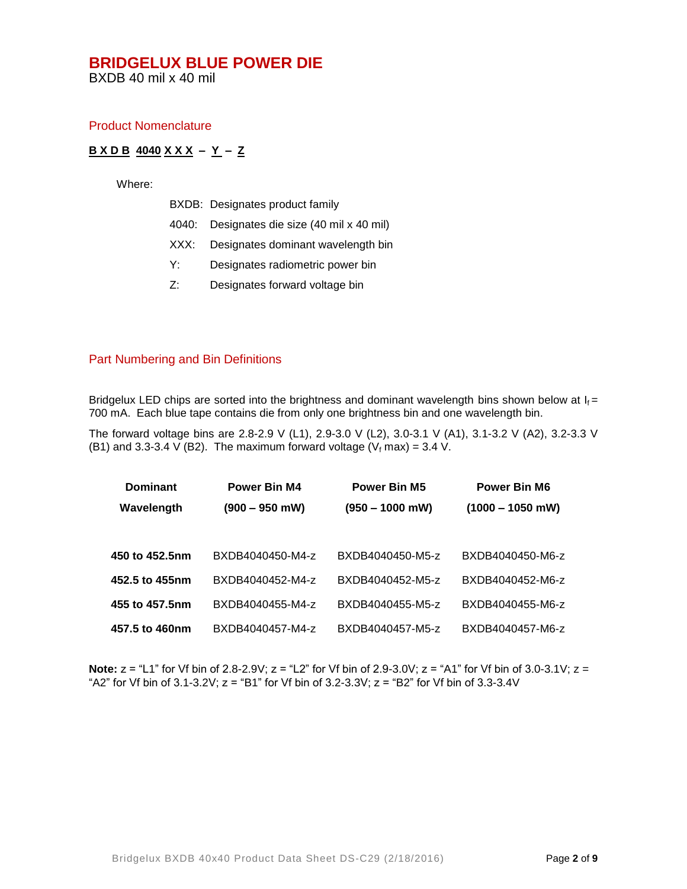# BRIDGELUX BLUE POWER DIE

BXDB 40 mil x 40 mil

## Product Nomenclature

**B X D B 4040 X X X – Y – Z**

Where:

- BXDB: Designates product family
- 4040: Designates die size (40 mil x 40 mil)
- XXX: Designates dominant wavelength bin
- Y: Designates radiometric power bin
- Z: Designates forward voltage bin

## Part Numbering and Bin Definitions

Bridgelux LED chips are sorted into the brightness and dominant wavelength bins shown below at $I_f$ = 700 mA. Each blue tape contains die from only one brightness bin and one wavelength bin.

The forward voltage bins are 2.8-2.9 V (L1), 2.9-3.0 V (L2), 3.0-3.1 V (A1), 3.1-3.2 V (A2), 3.2-3.3 V (B1) and 3.3-3.4 V (B2). The maximum forward voltage ($V_f$ max) = 3.4 V.

| Dominant Wavelength | Power Bin M4 (900 – 950 mW) | Power Bin M5 (950 – 1000 mW) | Power Bin M6 (1000 – 1050 mW) |
|---|---|---|---|
| **450 to 452.5nm** | BXDB4040450-M4-z | BXDB4040450-M5-z | BXDB4040450-M6-z |
| **452.5 to 455nm** | BXDB4040452-M4-z | BXDB4040452-M5-z | BXDB4040452-M6-z |
| **455 to 457.5nm** | BXDB4040455-M4-z | BXDB4040455-M5-z | BXDB4040455-M6-z |
| **457.5 to 460nm** | BXDB4040457-M4-z | BXDB4040457-M5-z | BXDB4040457-M6-z |

**Note:** z = "L1" for Vf bin of 2.8-2.9V; z = "L2" for Vf bin of 2.9-3.0V; z = "A1" for Vf bin of 3.0-3.1V; z = "A2" for Vf bin of 3.1-3.2V; z = "B1" for Vf bin of 3.2-3.3V; z = "B2" for Vf bin of 3.3-3.4V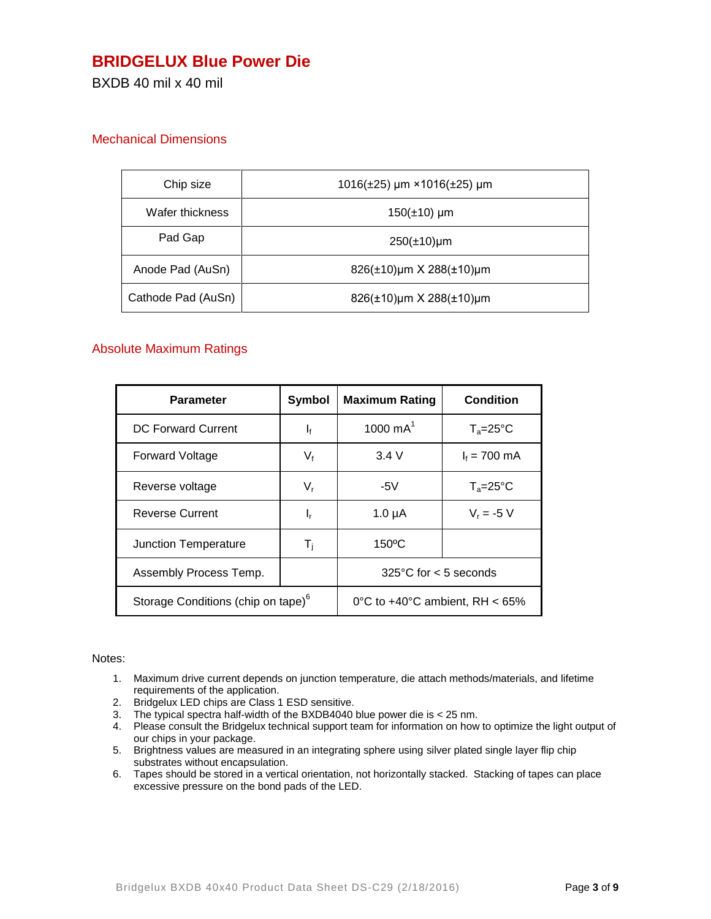# BRIDGELUX Blue Power Die

BXDB 40 mil x 40 mil

## Mechanical Dimensions

| | |
|---|---|
| Chip size | 1016(±25) µm ×1016(±25) µm |
| Wafer thickness | 150(±10) µm |
| Pad Gap | 250(±10)µm |
| Anode Pad (AuSn) | 826(±10)µm X 288(±10)µm |
| Cathode Pad (AuSn) | 826(±10)µm X 288(±10)µm |

## Absolute Maximum Ratings

| Parameter | Symbol | Maximum Rating | Condition |
|---|---|---|---|
| DC Forward Current | $I_f$ | 1000 mA[1] | $T_a$=25°C |
| Forward Voltage | $V_f$ | 3.4 V | $I_f$ = 700 mA |
| Reverse voltage | $V_r$ | -5V | $T_a$=25°C |
| Reverse Current | $I_r$ | 1.0 µA | $V_r$ = -5 V |
| Junction Temperature | $T_j$ | 150ºC | |
| Assembly Process Temp. | | 325°C for < 5 seconds | |
| Storage Conditions (chip on tape)[6] | | 0°C to +40°C ambient, RH < 65% | |

Notes:

1. Maximum drive current depends on junction temperature, die attach methods/materials, and lifetime requirements of the application.
2. Bridgelux LED chips are Class 1 ESD sensitive.
3. The typical spectra half-width of the BXDB4040 blue power die is < 25 nm.
4. Please consult the Bridgelux technical support team for information on how to optimize the light output of our chips in your package.
5. Brightness values are measured in an integrating sphere using silver plated single layer flip chip substrates without encapsulation.
6. Tapes should be stored in a vertical orientation, not horizontally stacked. Stacking of tapes can place excessive pressure on the bond pads of the LED.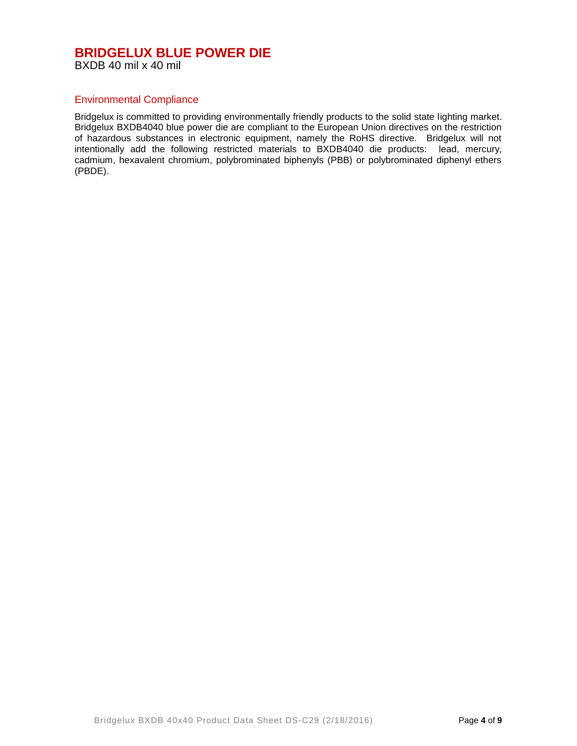# BRIDGELUX BLUE POWER DIE

BXDB 40 mil x 40 mil

## Environmental Compliance

Bridgelux is committed to providing environmentally friendly products to the solid state lighting market. Bridgelux BXDB4040 blue power die are compliant to the European Union directives on the restriction of hazardous substances in electronic equipment, namely the RoHS directive. Bridgelux will not intentionally add the following restricted materials to BXDB4040 die products: lead, mercury, cadmium, hexavalent chromium, polybrominated biphenyls (PBB) or polybrominated diphenyl ethers (PBDE).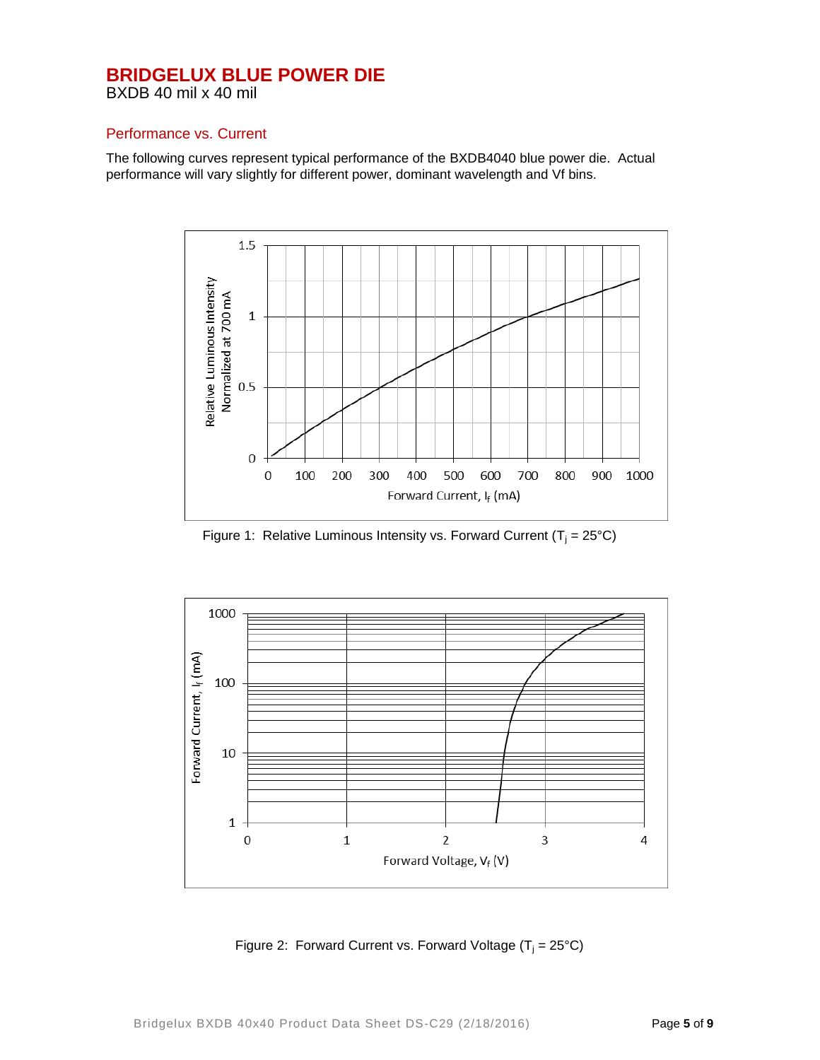# BRIDGELUX BLUE POWER DIE

BXDB 40 mil x 40 mil

## Performance vs. Current

The following curves represent typical performance of the BXDB4040 blue power die. Actual performance will vary slightly for different power, dominant wavelength and Vf bins.

Figure 1: Relative Luminous Intensity vs. Forward Current ($T_j$ = 25°C)

Figure 2: Forward Current vs. Forward Voltage ($T_j$ = 25°C)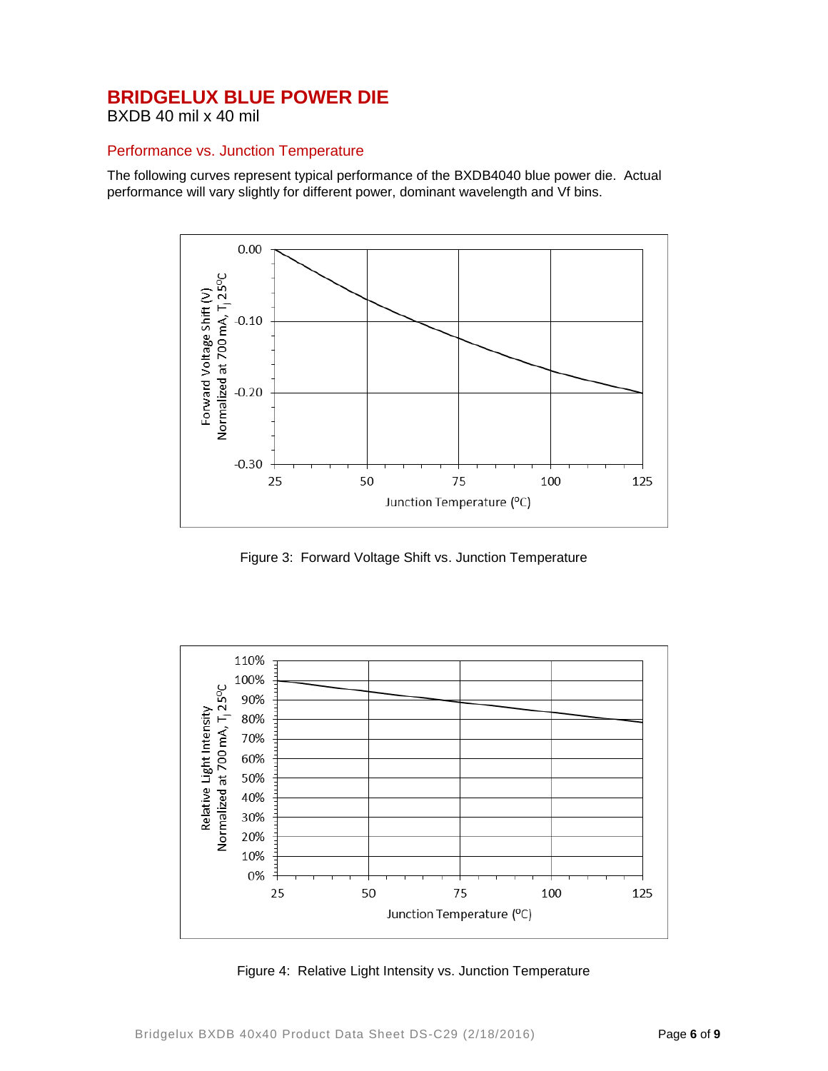# BRIDGELUX BLUE POWER DIE

BXDB 40 mil x 40 mil

## Performance vs. Junction Temperature

The following curves represent typical performance of the BXDB4040 blue power die. Actual performance will vary slightly for different power, dominant wavelength and Vf bins.

Figure 3: Forward Voltage Shift vs. Junction Temperature

Figure 4: Relative Light Intensity vs. Junction Temperature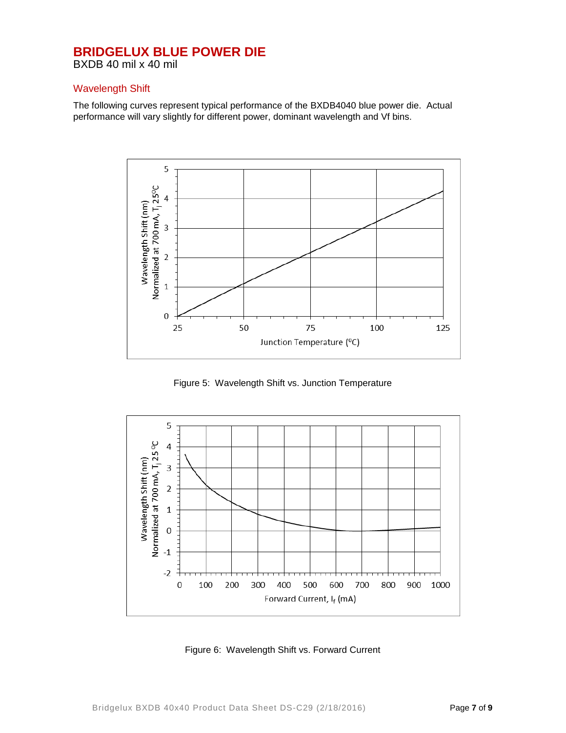# BRIDGELUX BLUE POWER DIE

BXDB 40 mil x 40 mil

## Wavelength Shift

The following curves represent typical performance of the BXDB4040 blue power die. Actual performance will vary slightly for different power, dominant wavelength and Vf bins.

Figure 5: Wavelength Shift vs. Junction Temperature

Figure 6: Wavelength Shift vs. Forward Current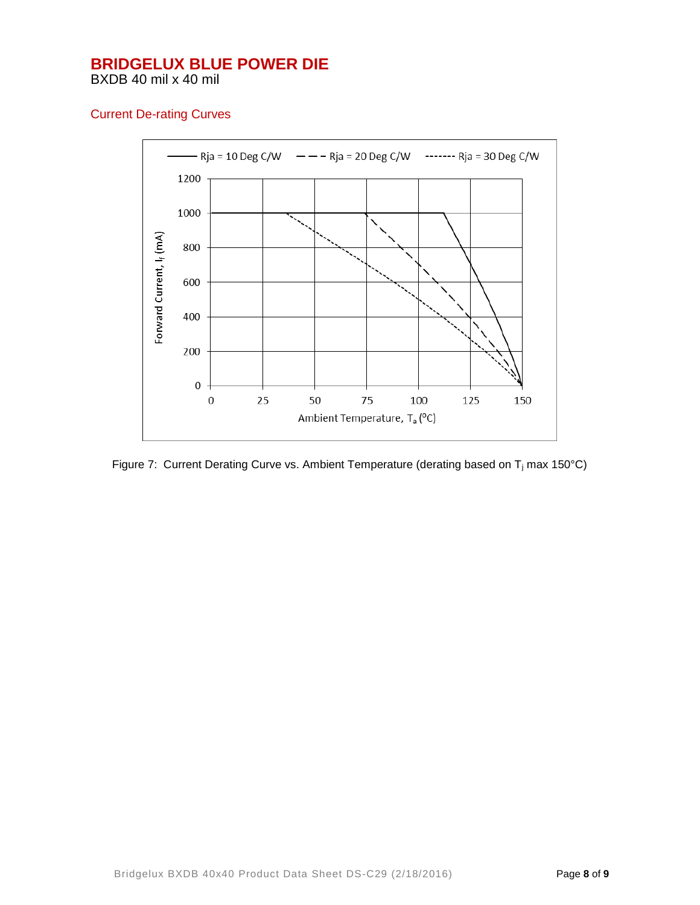# BRIDGELUX BLUE POWER DIE

BXDB 40 mil x 40 mil

## Current De-rating Curves

Figure 7: Current Derating Curve vs. Ambient Temperature (derating based on $T_j$ max 150°C)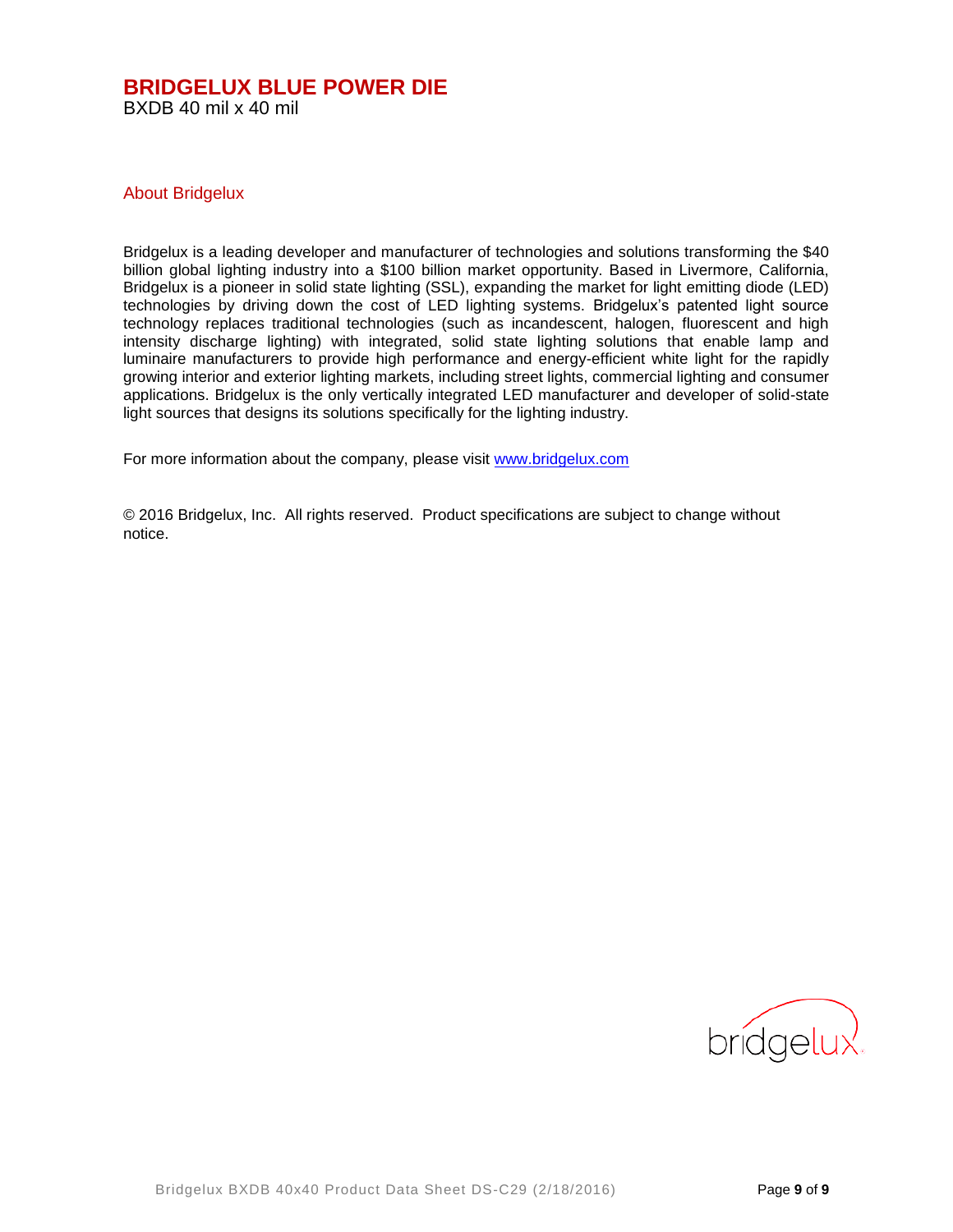# BRIDGELUX BLUE POWER DIE

BXDB 40 mil x 40 mil

## About Bridgelux

Bridgelux is a leading developer and manufacturer of technologies and solutions transforming the $40 billion global lighting industry into a $100 billion market opportunity. Based in Livermore, California, Bridgelux is a pioneer in solid state lighting (SSL), expanding the market for light emitting diode (LED) technologies by driving down the cost of LED lighting systems. Bridgelux's patented light source technology replaces traditional technologies (such as incandescent, halogen, fluorescent and high intensity discharge lighting) with integrated, solid state lighting solutions that enable lamp and luminaire manufacturers to provide high performance and energy-efficient white light for the rapidly growing interior and exterior lighting markets, including street lights, commercial lighting and consumer applications. Bridgelux is the only vertically integrated LED manufacturer and developer of solid-state light sources that designs its solutions specifically for the lighting industry.

For more information about the company, please visit [www.bridgelux.com](http://www.bridgelux.com)

© 2016 Bridgelux, Inc. All rights reserved. Product specifications are subject to change without notice.

bridgelux